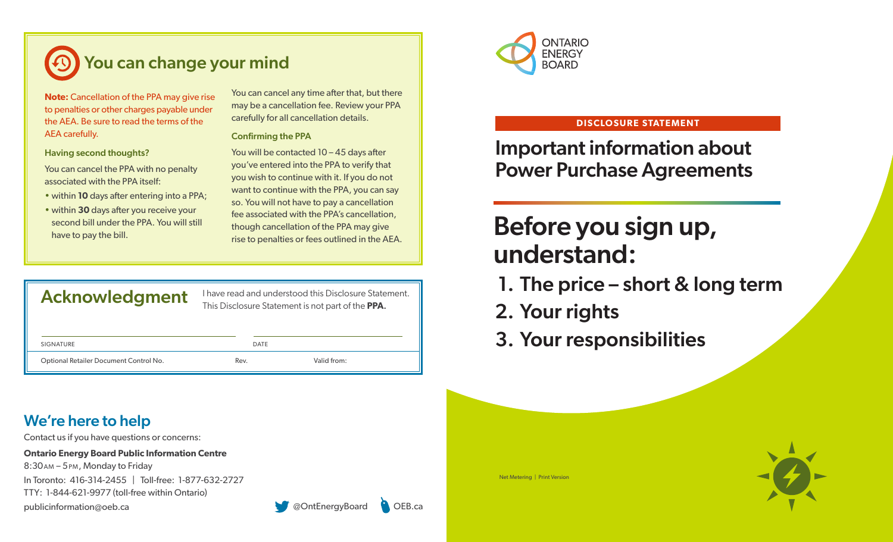# You can change your mind

**Note:** Cancellation of the PPA may give rise to penalties or other charges payable under the AEA. Be sure to read the terms of the AEA carefully.

### Having second thoughts?

You can cancel the PPA with no penalty associated with the PPA itself:

- within **10** days after entering into a PPA;
- within **30** days after you receive your second bill under the PPA. You will still have to pay the bill.

You can cancel any time after that, but there may be a cancellation fee. Review your PPA carefully for all cancellation details.

### Confirming the PPA

You will be contacted 10 – 45 days after you've entered into the PPA to verify that you wish to continue with it. If you do not want to continue with the PPA, you can say so. You will not have to pay a cancellation fee associated with the PPA's cancellation, though cancellation of the PPA may give rise to penalties or fees outlined in the AEA.

## Acknowledgment

I have read and understood this Disclosure Statement. This Disclosure Statement is not part of the **PPA.**

SIGNATURE

DATE

Optional Retailer Document Control No. Rev. Valid from:

## We're here to help

Contact us if you have questions or concerns:

**Ontario Energy Board Public Information Centre**
8:30AM – 5PM, Monday to Friday
In Toronto: 416-314-2455 | Toll-free: 1-877-632-2727
TTY: 1-844-621-9977 (toll-free within Ontario)
publicinformation@oeb.ca

@OntEnergyBoard OEB.ca

ONTARIO ENERGY BOARD

**DISCLOSURE STATEMENT**

# Important information about Power Purchase Agreements

## Before you sign up, understand:

1. The price – short & long term
2. Your rights
3. Your responsibilities

Net Metering | Print Version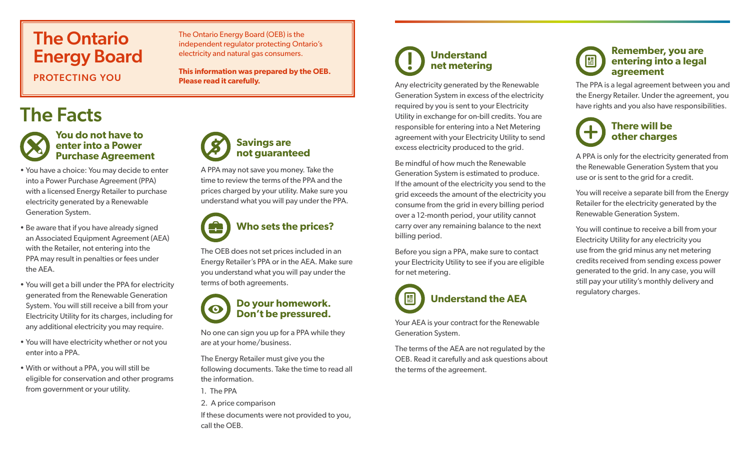# The Ontario Energy Board

PROTECTING YOU

The Ontario Energy Board (OEB) is the independent regulator protecting Ontario's electricity and natural gas consumers.

**This information was prepared by the OEB. Please read it carefully.**

# The Facts

## You do not have to enter into a Power Purchase Agreement

- You have a choice: You may decide to enter into a Power Purchase Agreement (PPA) with a licensed Energy Retailer to purchase electricity generated by a Renewable Generation System.
- Be aware that if you have already signed an Associated Equipment Agreement (AEA) with the Retailer, not entering into the PPA may result in penalties or fees under the AEA.
- You will get a bill under the PPA for electricity generated from the Renewable Generation System. You will still receive a bill from your Electricity Utility for its charges, including for any additional electricity you may require.
- You will have electricity whether or not you enter into a PPA.
- With or without a PPA, you will still be eligible for conservation and other programs from government or your utility.

## Savings are not guaranteed

A PPA may not save you money. Take the time to review the terms of the PPA and the prices charged by your utility. Make sure you understand what you will pay under the PPA.

## Who sets the prices?

The OEB does not set prices included in an Energy Retailer's PPA or in the AEA. Make sure you understand what you will pay under the terms of both agreements.

## Do your homework. Don't be pressured.

No one can sign you up for a PPA while they are at your home/business.

The Energy Retailer must give you the following documents. Take the time to read all the information.

1. The PPA
2. A price comparison

If these documents were not provided to you, call the OEB.

## Understand net metering

Any electricity generated by the Renewable Generation System in excess of the electricity required by you is sent to your Electricity Utility in exchange for on-bill credits. You are responsible for entering into a Net Metering agreement with your Electricity Utility to send excess electricity produced to the grid.

Be mindful of how much the Renewable Generation System is estimated to produce. If the amount of the electricity you send to the grid exceeds the amount of the electricity you consume from the grid in every billing period over a 12-month period, your utility cannot carry over any remaining balance to the next billing period.

Before you sign a PPA, make sure to contact your Electricity Utility to see if you are eligible for net metering.

## Understand the AEA

Your AEA is your contract for the Renewable Generation System.

The terms of the AEA are not regulated by the OEB. Read it carefully and ask questions about the terms of the agreement.

## Remember, you are entering into a legal agreement

The PPA is a legal agreement between you and the Energy Retailer. Under the agreement, you have rights and you also have responsibilities.

## There will be other charges

A PPA is only for the electricity generated from the Renewable Generation System that you use or is sent to the grid for a credit.

You will receive a separate bill from the Energy Retailer for the electricity generated by the Renewable Generation System.

You will continue to receive a bill from your Electricity Utility for any electricity you use from the grid minus any net metering credits received from sending excess power generated to the grid. In any case, you will still pay your utility's monthly delivery and regulatory charges.